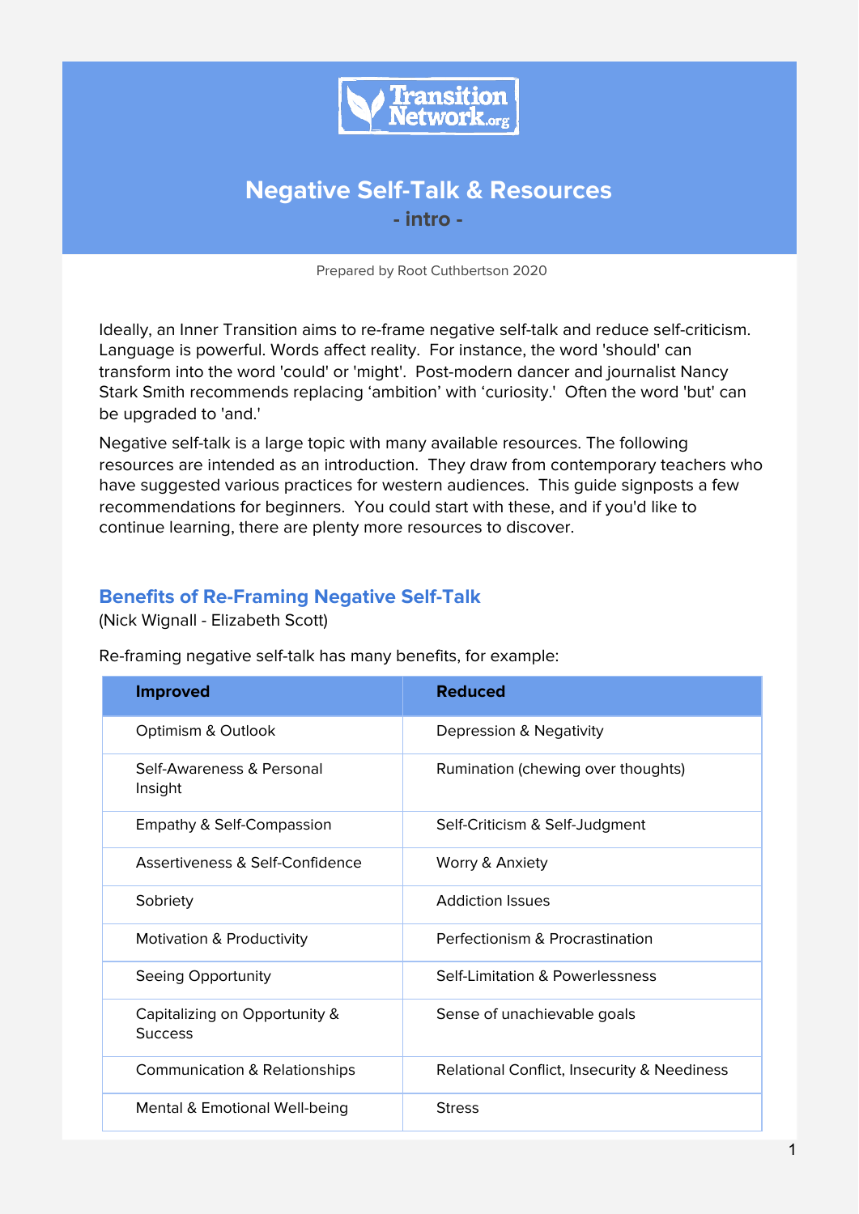# Negative Self-Talk & Resources

**- intro -**

Prepared by Root Cuthbertson 2020

Ideally, an Inner Transition aims to re-frame negative self-talk and reduce self-criticism. Language is powerful. Words affect reality. For instance, the word 'should' can transform into the word 'could' or 'might'. Post-modern dancer and journalist Nancy Stark Smith recommends replacing 'ambition' with 'curiosity.' Often the word 'but' can be upgraded to 'and.'

Negative self-talk is a large topic with many available resources. The following resources are intended as an introduction. They draw from contemporary teachers who have suggested various practices for western audiences. This guide signposts a few recommendations for beginners. You could start with these, and if you'd like to continue learning, there are plenty more resources to discover.

## Benefits of Re-Framing Negative Self-Talk

(Nick Wignall - Elizabeth Scott)

Re-framing negative self-talk has many benefits, for example:

| Improved | Reduced |
|---|---|
| Optimism & Outlook | Depression & Negativity |
| Self-Awareness & Personal Insight | Rumination (chewing over thoughts) |
| Empathy & Self-Compassion | Self-Criticism & Self-Judgment |
| Assertiveness & Self-Confidence | Worry & Anxiety |
| Sobriety | Addiction Issues |
| Motivation & Productivity | Perfectionism & Procrastination |
| Seeing Opportunity | Self-Limitation & Powerlessness |
| Capitalizing on Opportunity & Success | Sense of unachievable goals |
| Communication & Relationships | Relational Conflict, Insecurity & Neediness |
| Mental & Emotional Well-being | Stress |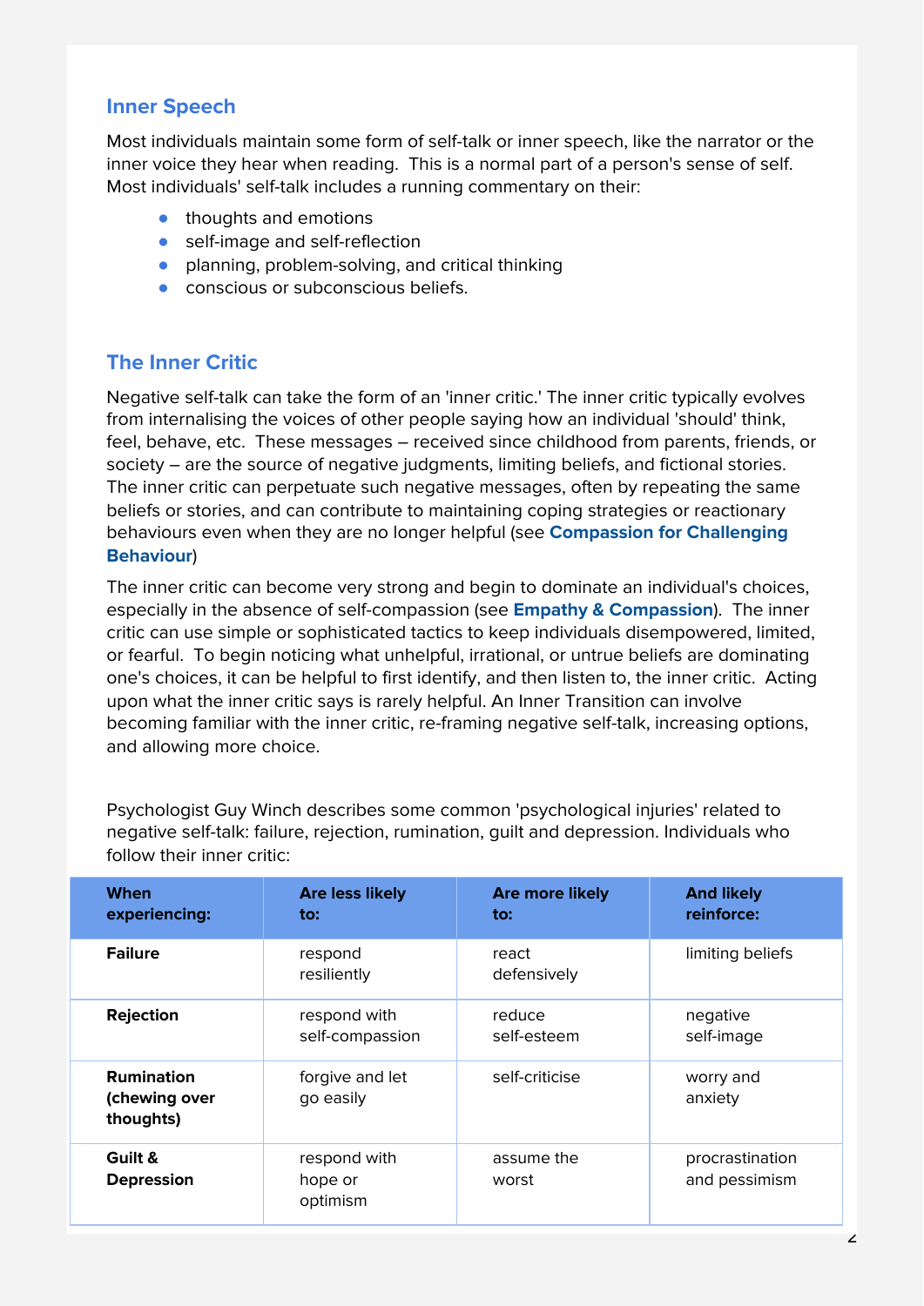## Inner Speech

Most individuals maintain some form of self-talk or inner speech, like the narrator or the inner voice they hear when reading. This is a normal part of a person's sense of self. Most individuals' self-talk includes a running commentary on their:

- thoughts and emotions
- self-image and self-reflection
- planning, problem-solving, and critical thinking
- conscious or subconscious beliefs.

## The Inner Critic

Negative self-talk can take the form of an 'inner critic.' The inner critic typically evolves from internalising the voices of other people saying how an individual 'should' think, feel, behave, etc. These messages – received since childhood from parents, friends, or society – are the source of negative judgments, limiting beliefs, and fictional stories. The inner critic can perpetuate such negative messages, often by repeating the same beliefs or stories, and can contribute to maintaining coping strategies or reactionary behaviours even when they are no longer helpful (see **Compassion for Challenging Behaviour**)

The inner critic can become very strong and begin to dominate an individual's choices, especially in the absence of self-compassion (see **Empathy & Compassion**). The inner critic can use simple or sophisticated tactics to keep individuals disempowered, limited, or fearful. To begin noticing what unhelpful, irrational, or untrue beliefs are dominating one's choices, it can be helpful to first identify, and then listen to, the inner critic. Acting upon what the inner critic says is rarely helpful. An Inner Transition can involve becoming familiar with the inner critic, re-framing negative self-talk, increasing options, and allowing more choice.

Psychologist Guy Winch describes some common 'psychological injuries' related to negative self-talk: failure, rejection, rumination, guilt and depression. Individuals who follow their inner critic:

| When experiencing: | Are less likely to: | Are more likely to: | And likely reinforce: |
|---|---|---|---|
| **Failure** | respond resiliently | react defensively | limiting beliefs |
| **Rejection** | respond with self-compassion | reduce self-esteem | negative self-image |
| **Rumination (chewing over thoughts)** | forgive and let go easily | self-criticise | worry and anxiety |
| **Guilt & Depression** | respond with hope or optimism | assume the worst | procrastination and pessimism |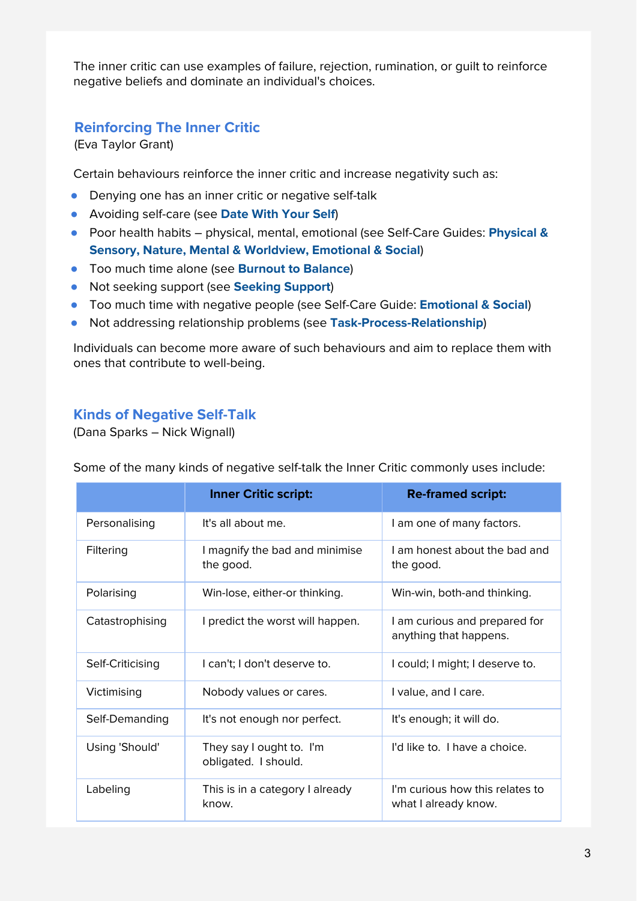The inner critic can use examples of failure, rejection, rumination, or guilt to reinforce negative beliefs and dominate an individual's choices.

## Reinforcing The Inner Critic

(Eva Taylor Grant)

Certain behaviours reinforce the inner critic and increase negativity such as:

- Denying one has an inner critic or negative self-talk
- Avoiding self-care (see **Date With Your Self**)
- Poor health habits – physical, mental, emotional (see Self-Care Guides: **Physical & Sensory, Nature, Mental & Worldview, Emotional & Social**)
- Too much time alone (see **Burnout to Balance**)
- Not seeking support (see **Seeking Support**)
- Too much time with negative people (see Self-Care Guide: **Emotional & Social**)
- Not addressing relationship problems (see **Task-Process-Relationship**)

Individuals can become more aware of such behaviours and aim to replace them with ones that contribute to well-being.

## Kinds of Negative Self-Talk

(Dana Sparks – Nick Wignall)

Some of the many kinds of negative self-talk the Inner Critic commonly uses include:

| | Inner Critic script: | Re-framed script: |
|---|---|---|
| Personalising | It's all about me. | I am one of many factors. |
| Filtering | I magnify the bad and minimise the good. | I am honest about the bad and the good. |
| Polarising | Win-lose, either-or thinking. | Win-win, both-and thinking. |
| Catastrophising | I predict the worst will happen. | I am curious and prepared for anything that happens. |
| Self-Criticising | I can't; I don't deserve to. | I could; I might; I deserve to. |
| Victimising | Nobody values or cares. | I value, and I care. |
| Self-Demanding | It's not enough nor perfect. | It's enough; it will do. |
| Using 'Should' | They say I ought to. I'm obligated. I should. | I'd like to. I have a choice. |
| Labeling | This is in a category I already know. | I'm curious how this relates to what I already know. |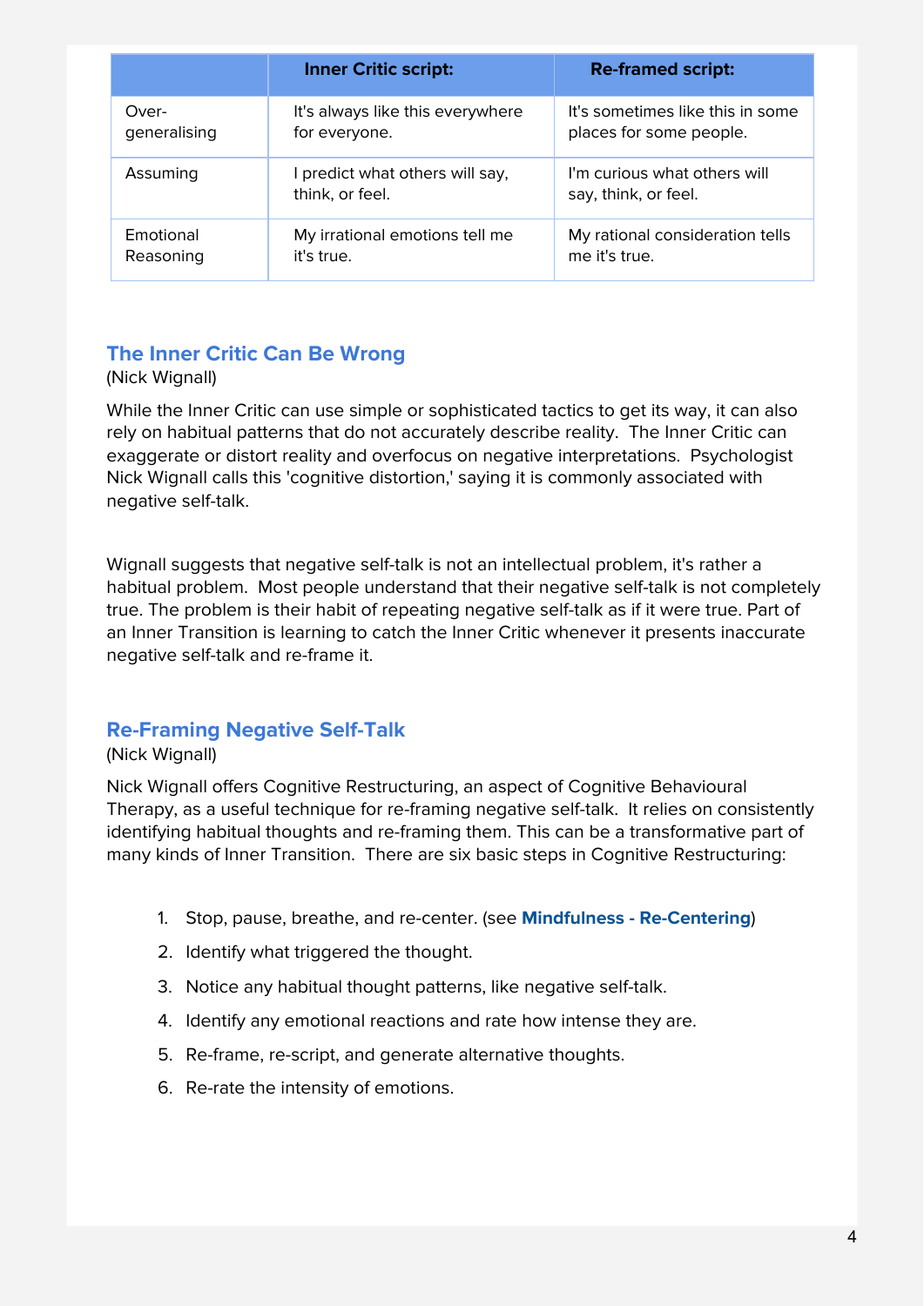| | Inner Critic script: | Re-framed script: |
|---|---|---|
| Over-generalising | It's always like this everywhere for everyone. | It's sometimes like this in some places for some people. |
| Assuming | I predict what others will say, think, or feel. | I'm curious what others will say, think, or feel. |
| Emotional Reasoning | My irrational emotions tell me it's true. | My rational consideration tells me it's true. |

## The Inner Critic Can Be Wrong

(Nick Wignall)

While the Inner Critic can use simple or sophisticated tactics to get its way, it can also rely on habitual patterns that do not accurately describe reality. The Inner Critic can exaggerate or distort reality and overfocus on negative interpretations. Psychologist Nick Wignall calls this 'cognitive distortion,' saying it is commonly associated with negative self-talk.

Wignall suggests that negative self-talk is not an intellectual problem, it's rather a habitual problem. Most people understand that their negative self-talk is not completely true. The problem is their habit of repeating negative self-talk as if it were true. Part of an Inner Transition is learning to catch the Inner Critic whenever it presents inaccurate negative self-talk and re-frame it.

## Re-Framing Negative Self-Talk

(Nick Wignall)

Nick Wignall offers Cognitive Restructuring, an aspect of Cognitive Behavioural Therapy, as a useful technique for re-framing negative self-talk. It relies on consistently identifying habitual thoughts and re-framing them. This can be a transformative part of many kinds of Inner Transition. There are six basic steps in Cognitive Restructuring:

1. Stop, pause, breathe, and re-center. (see **Mindfulness - Re-Centering**)
2. Identify what triggered the thought.
3. Notice any habitual thought patterns, like negative self-talk.
4. Identify any emotional reactions and rate how intense they are.
5. Re-frame, re-script, and generate alternative thoughts.
6. Re-rate the intensity of emotions.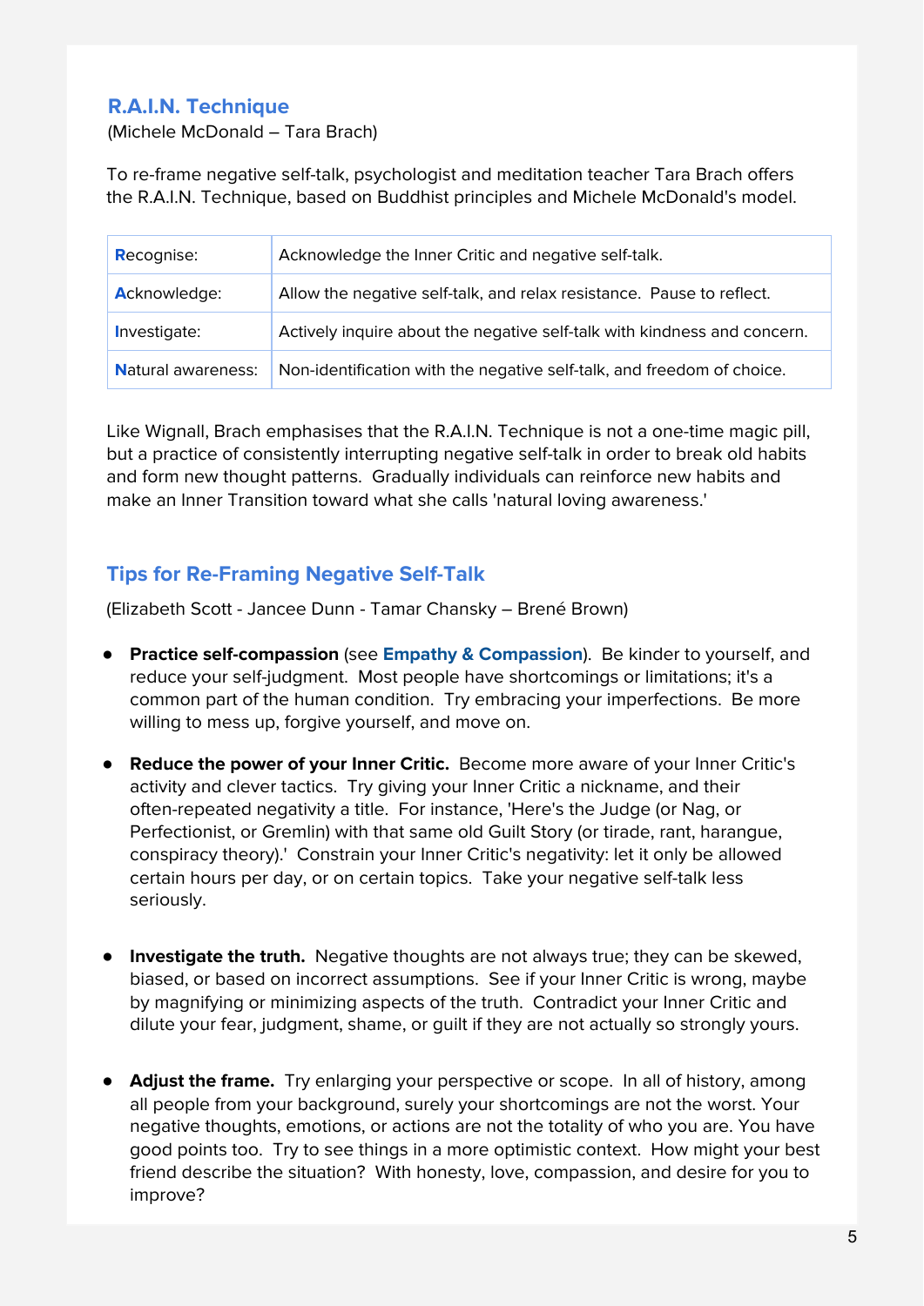## R.A.I.N. Technique

(Michele McDonald – Tara Brach)

To re-frame negative self-talk, psychologist and meditation teacher Tara Brach offers the R.A.I.N. Technique, based on Buddhist principles and Michele McDonald's model.

| | |
|---|---|
| **R**ecognise: | Acknowledge the Inner Critic and negative self-talk. |
| **A**cknowledge: | Allow the negative self-talk, and relax resistance. Pause to reflect. |
| **I**nvestigate: | Actively inquire about the negative self-talk with kindness and concern. |
| **N**atural awareness: | Non-identification with the negative self-talk, and freedom of choice. |

Like Wignall, Brach emphasises that the R.A.I.N. Technique is not a one-time magic pill, but a practice of consistently interrupting negative self-talk in order to break old habits and form new thought patterns. Gradually individuals can reinforce new habits and make an Inner Transition toward what she calls 'natural loving awareness.'

## Tips for Re-Framing Negative Self-Talk

(Elizabeth Scott - Jancee Dunn - Tamar Chansky – Brené Brown)

- **Practice self-compassion** (see **Empathy & Compassion**). Be kinder to yourself, and reduce your self-judgment. Most people have shortcomings or limitations; it's a common part of the human condition. Try embracing your imperfections. Be more willing to mess up, forgive yourself, and move on.

- **Reduce the power of your Inner Critic.** Become more aware of your Inner Critic's activity and clever tactics. Try giving your Inner Critic a nickname, and their often-repeated negativity a title. For instance, 'Here's the Judge (or Nag, or Perfectionist, or Gremlin) with that same old Guilt Story (or tirade, rant, harangue, conspiracy theory).' Constrain your Inner Critic's negativity: let it only be allowed certain hours per day, or on certain topics. Take your negative self-talk less seriously.

- **Investigate the truth.** Negative thoughts are not always true; they can be skewed, biased, or based on incorrect assumptions. See if your Inner Critic is wrong, maybe by magnifying or minimizing aspects of the truth. Contradict your Inner Critic and dilute your fear, judgment, shame, or guilt if they are not actually so strongly yours.

- **Adjust the frame.** Try enlarging your perspective or scope. In all of history, among all people from your background, surely your shortcomings are not the worst. Your negative thoughts, emotions, or actions are not the totality of who you are. You have good points too. Try to see things in a more optimistic context. How might your best friend describe the situation? With honesty, love, compassion, and desire for you to improve?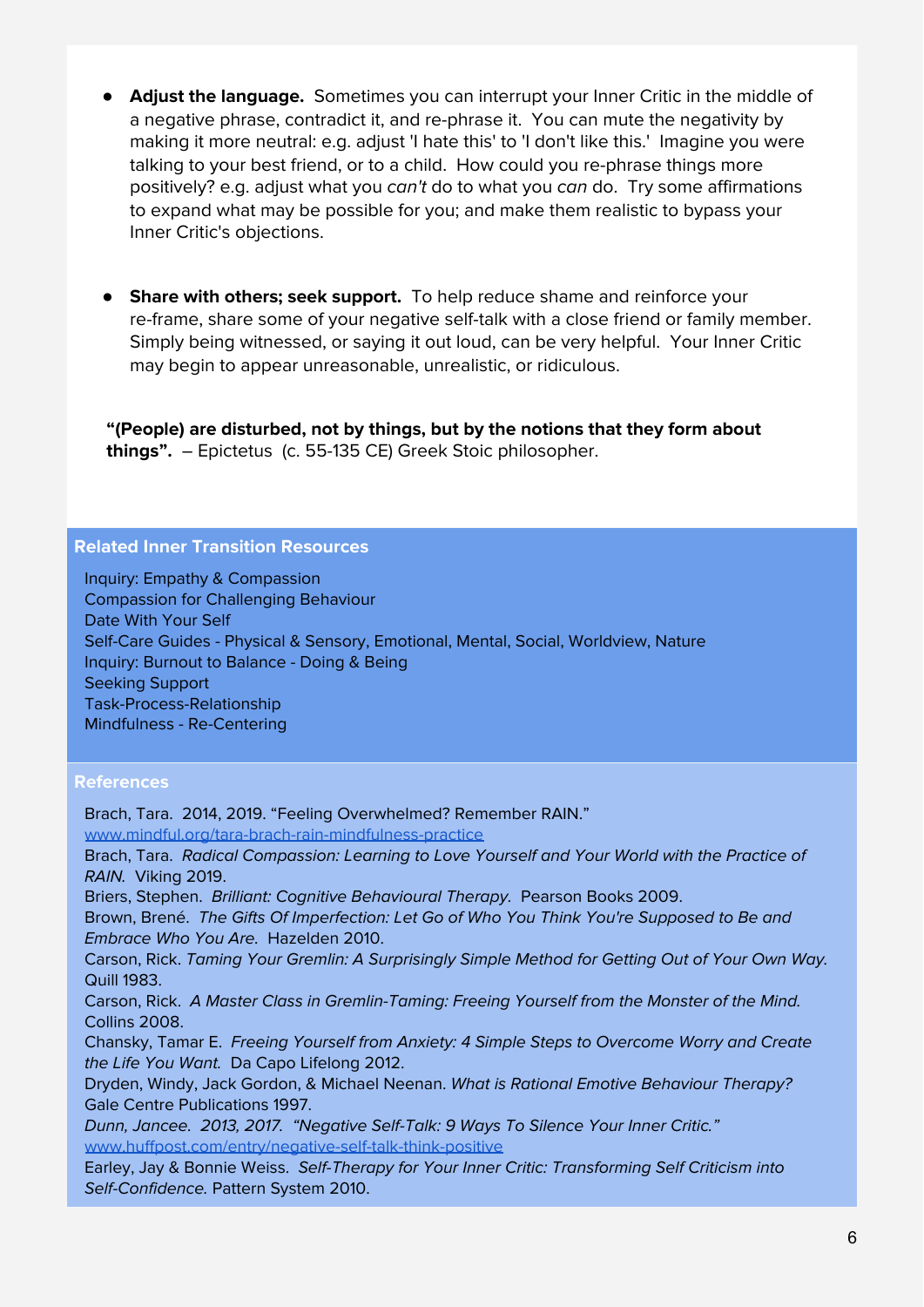- **Adjust the language.** Sometimes you can interrupt your Inner Critic in the middle of a negative phrase, contradict it, and re-phrase it. You can mute the negativity by making it more neutral: e.g. adjust 'I hate this' to 'I don't like this.' Imagine you were talking to your best friend, or to a child. How could you re-phrase things more positively? e.g. adjust what you *can't* do to what you *can* do. Try some affirmations to expand what may be possible for you; and make them realistic to bypass your Inner Critic's objections.

- **Share with others; seek support.** To help reduce shame and reinforce your re-frame, share some of your negative self-talk with a close friend or family member. Simply being witnessed, or saying it out loud, can be very helpful. Your Inner Critic may begin to appear unreasonable, unrealistic, or ridiculous.

**"(People) are disturbed, not by things, but by the notions that they form about things".** – Epictetus (c. 55-135 CE) Greek Stoic philosopher.

## Related Inner Transition Resources

Inquiry: Empathy & Compassion
Compassion for Challenging Behaviour
Date With Your Self
Self-Care Guides - Physical & Sensory, Emotional, Mental, Social, Worldview, Nature
Inquiry: Burnout to Balance - Doing & Being
Seeking Support
Task-Process-Relationship
Mindfulness - Re-Centering

## References

Brach, Tara. 2014, 2019. "Feeling Overwhelmed? Remember RAIN." www.mindful.org/tara-brach-rain-mindfulness-practice
Brach, Tara. *Radical Compassion: Learning to Love Yourself and Your World with the Practice of RAIN.* Viking 2019.
Briers, Stephen. *Brilliant: Cognitive Behavioural Therapy*. Pearson Books 2009.
Brown, Brené. *The Gifts Of Imperfection: Let Go of Who You Think You're Supposed to Be and Embrace Who You Are.* Hazelden 2010.
Carson, Rick. *Taming Your Gremlin: A Surprisingly Simple Method for Getting Out of Your Own Way.* Quill 1983.
Carson, Rick. *A Master Class in Gremlin-Taming: Freeing Yourself from the Monster of the Mind.* Collins 2008.
Chansky, Tamar E. *Freeing Yourself from Anxiety: 4 Simple Steps to Overcome Worry and Create the Life You Want.* Da Capo Lifelong 2012.
Dryden, Windy, Jack Gordon, & Michael Neenan. *What is Rational Emotive Behaviour Therapy?* Gale Centre Publications 1997.
*Dunn, Jancee. 2013, 2017. "Negative Self-Talk: 9 Ways To Silence Your Inner Critic."* www.huffpost.com/entry/negative-self-talk-think-positive
Earley, Jay & Bonnie Weiss. *Self-Therapy for Your Inner Critic: Transforming Self Criticism into Self-Confidence.* Pattern System 2010.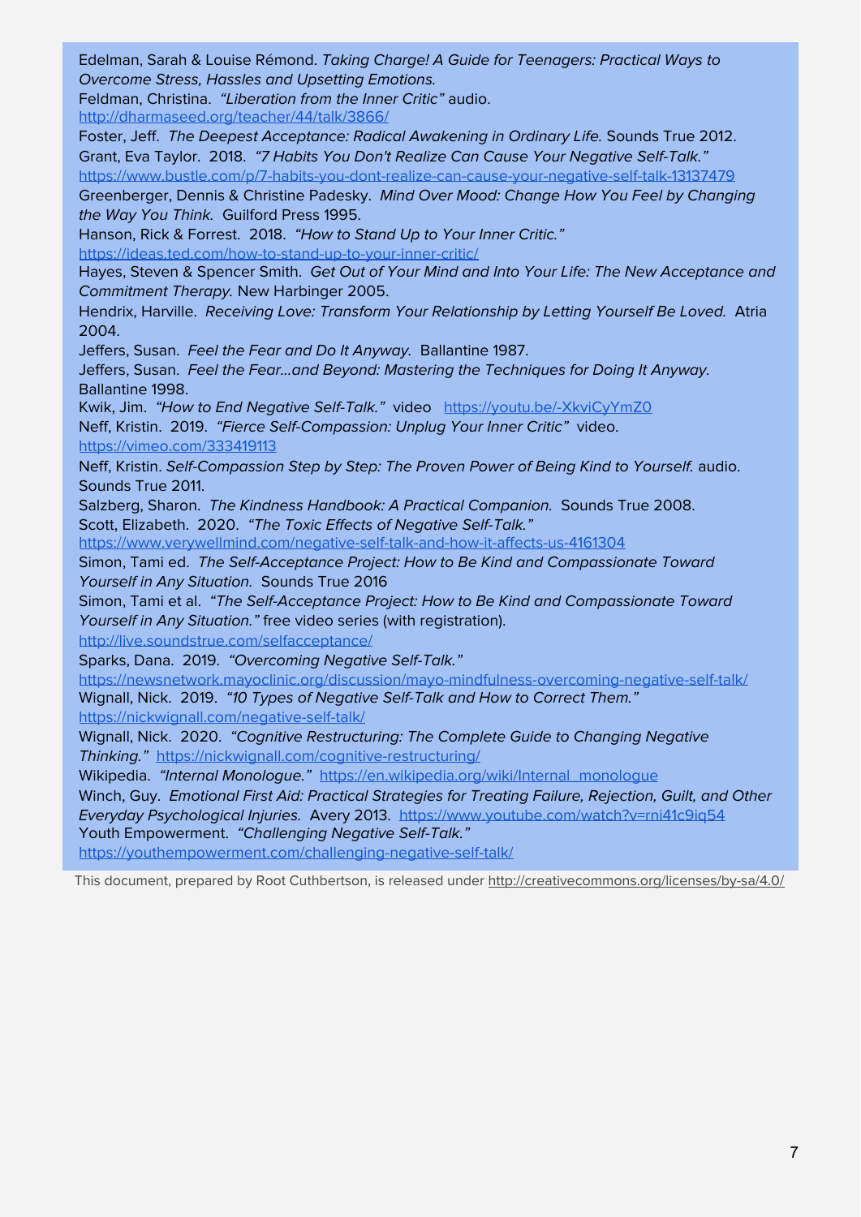Edelman, Sarah & Louise Rémond. *Taking Charge! A Guide for Teenagers: Practical Ways to Overcome Stress, Hassles and Upsetting Emotions.*

Feldman, Christina. *"Liberation from the Inner Critic"* audio. http://dharmaseed.org/teacher/44/talk/3866/

Foster, Jeff. *The Deepest Acceptance: Radical Awakening in Ordinary Life.* Sounds True 2012.

Grant, Eva Taylor. 2018. *"7 Habits You Don't Realize Can Cause Your Negative Self-Talk."* https://www.bustle.com/p/7-habits-you-dont-realize-can-cause-your-negative-self-talk-13137479

Greenberger, Dennis & Christine Padesky. *Mind Over Mood: Change How You Feel by Changing the Way You Think.* Guilford Press 1995.

Hanson, Rick & Forrest. 2018. *"How to Stand Up to Your Inner Critic."* https://ideas.ted.com/how-to-stand-up-to-your-inner-critic/

Hayes, Steven & Spencer Smith. *Get Out of Your Mind and Into Your Life: The New Acceptance and Commitment Therapy.* New Harbinger 2005.

Hendrix, Harville. *Receiving Love: Transform Your Relationship by Letting Yourself Be Loved.* Atria 2004.

Jeffers, Susan. *Feel the Fear and Do It Anyway.* Ballantine 1987.

Jeffers, Susan. *Feel the Fear...and Beyond: Mastering the Techniques for Doing It Anyway.* Ballantine 1998.

Kwik, Jim. *"How to End Negative Self-Talk."* video https://youtu.be/-XkviCyYmZ0

Neff, Kristin. 2019. *"Fierce Self-Compassion: Unplug Your Inner Critic"* video. https://vimeo.com/333419113

Neff, Kristin. *Self-Compassion Step by Step: The Proven Power of Being Kind to Yourself.* audio. Sounds True 2011.

Salzberg, Sharon. *The Kindness Handbook: A Practical Companion.* Sounds True 2008.

Scott, Elizabeth. 2020. *"The Toxic Effects of Negative Self-Talk."* https://www.verywellmind.com/negative-self-talk-and-how-it-affects-us-4161304

Simon, Tami ed. *The Self-Acceptance Project: How to Be Kind and Compassionate Toward Yourself in Any Situation.* Sounds True 2016

Simon, Tami et al. *"The Self-Acceptance Project: How to Be Kind and Compassionate Toward Yourself in Any Situation."* free video series (with registration). http://live.soundstrue.com/selfacceptance/

Sparks, Dana. 2019. *"Overcoming Negative Self-Talk."* https://newsnetwork.mayoclinic.org/discussion/mayo-mindfulness-overcoming-negative-self-talk/

Wignall, Nick. 2019. *"10 Types of Negative Self-Talk and How to Correct Them."* https://nickwignall.com/negative-self-talk/

Wignall, Nick. 2020. *"Cognitive Restructuring: The Complete Guide to Changing Negative Thinking."* https://nickwignall.com/cognitive-restructuring/

Wikipedia. *"Internal Monologue."* https://en.wikipedia.org/wiki/Internal_monologue

Winch, Guy. *Emotional First Aid: Practical Strategies for Treating Failure, Rejection, Guilt, and Other Everyday Psychological Injuries.* Avery 2013. https://www.youtube.com/watch?v=rni41c9iq54

Youth Empowerment. *"Challenging Negative Self-Talk."* https://youthempowerment.com/challenging-negative-self-talk/

This document, prepared by Root Cuthbertson, is released under http://creativecommons.org/licenses/by-sa/4.0/